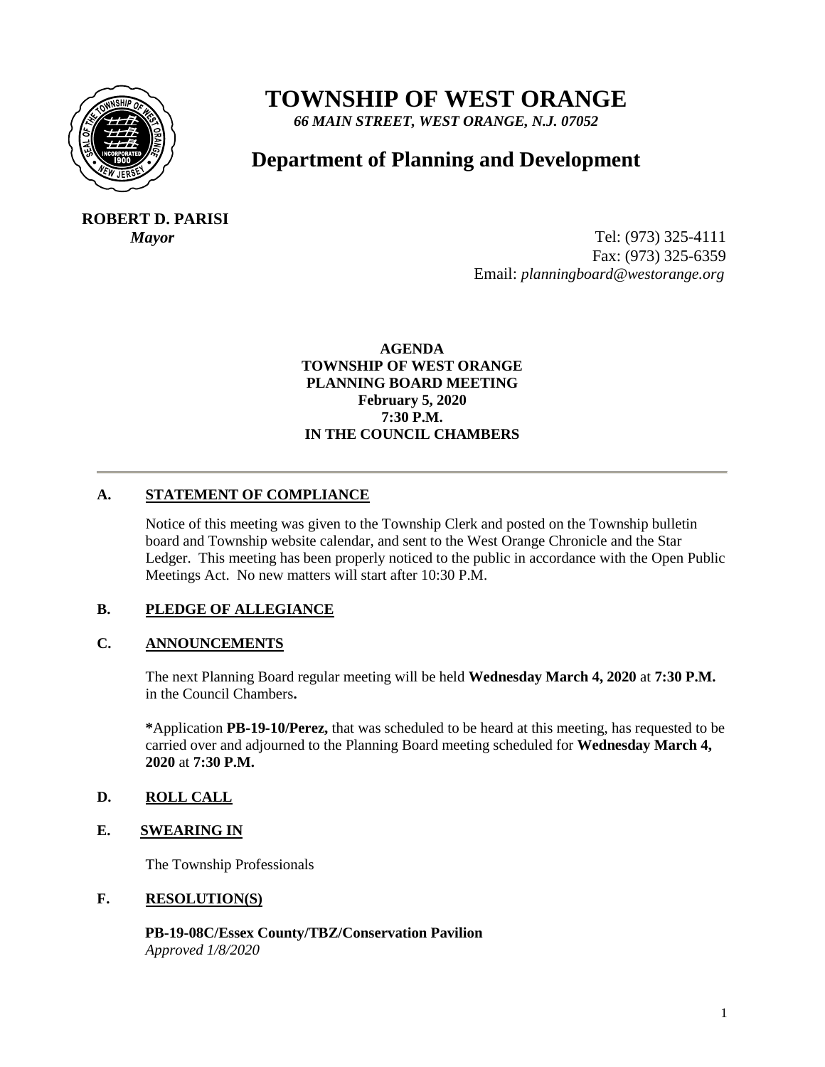# TOWNSHIP OF WEST ORANGE

*66 MAIN STREET, WEST ORANGE, N.J. 07052*

## Department of Planning and Development

**ROBERT D. PARISI**
***Mayor***

Tel: (973) 325-4111
Fax: (973) 325-6359
Email: *planningboard@westorange.org*

**AGENDA**
**TOWNSHIP OF WEST ORANGE**
**PLANNING BOARD MEETING**
**February 5, 2020**
**7:30 P.M.**
**IN THE COUNCIL CHAMBERS**

---

### A. STATEMENT OF COMPLIANCE

Notice of this meeting was given to the Township Clerk and posted on the Township bulletin board and Township website calendar, and sent to the West Orange Chronicle and the Star Ledger. This meeting has been properly noticed to the public in accordance with the Open Public Meetings Act. No new matters will start after 10:30 P.M.

### B. PLEDGE OF ALLEGIANCE

### C. ANNOUNCEMENTS

The next Planning Board regular meeting will be held **Wednesday March 4, 2020** at **7:30 P.M.** in the Council Chambers**.**

**\***Application **PB-19-10/Perez,** that was scheduled to be heard at this meeting, has requested to be carried over and adjourned to the Planning Board meeting scheduled for **Wednesday March 4, 2020** at **7:30 P.M.**

### D. ROLL CALL

### E. SWEARING IN

The Township Professionals

### F. RESOLUTION(S)

**PB-19-08C/Essex County/TBZ/Conservation Pavilion**
*Approved 1/8/2020*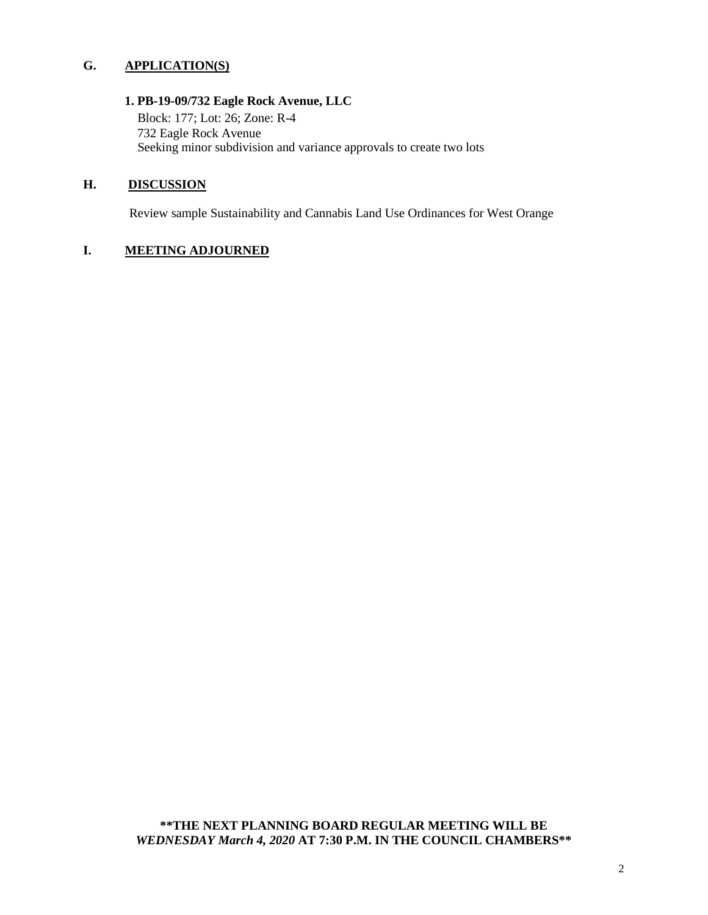## G. APPLICATION(S)

**1. PB-19-09/732 Eagle Rock Avenue, LLC**

Block: 177; Lot: 26; Zone: R-4
732 Eagle Rock Avenue
Seeking minor subdivision and variance approvals to create two lots

## H. DISCUSSION

Review sample Sustainability and Cannabis Land Use Ordinances for West Orange

## I. MEETING ADJOURNED

**\*\*THE NEXT PLANNING BOARD REGULAR MEETING WILL BE *WEDNESDAY March 4, 2020* AT 7:30 P.M. IN THE COUNCIL CHAMBERS\*\***